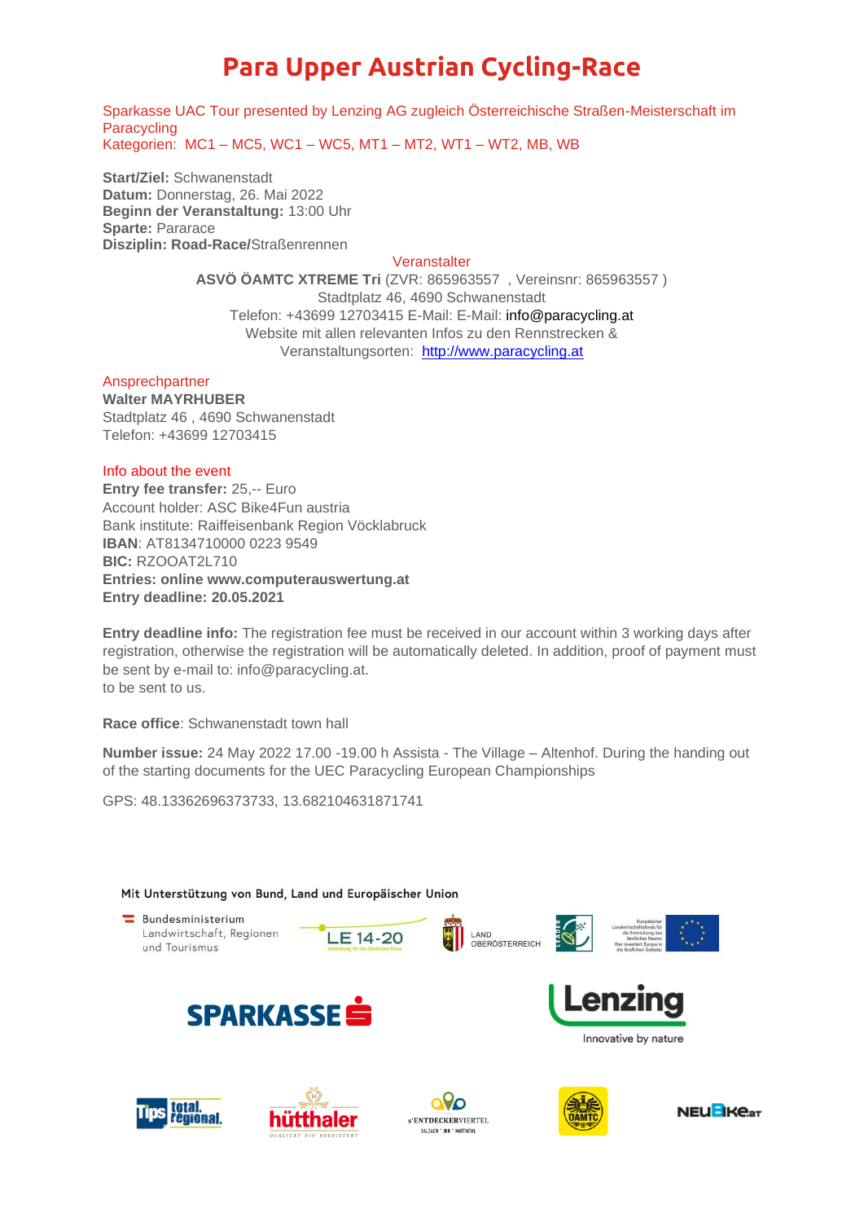# Para Upper Austrian Cycling-Race

Sparkasse UAC Tour presented by Lenzing AG zugleich Österreichische Straßen-Meisterschaft im Paracycling
Kategorien: MC1 – MC5, WC1 – WC5, MT1 – MT2, WT1 – WT2, MB, WB

**Start/Ziel:** Schwanenstadt
**Datum:** Donnerstag, 26. Mai 2022
**Beginn der Veranstaltung:** 13:00 Uhr
**Sparte:** Pararace
**Disziplin: Road-Race/**Straßenrennen

Veranstalter

**ASVÖ ÖAMTC XTREME Tri** (ZVR: 865963557 , Vereinsnr: 865963557 )
Stadtplatz 46, 4690 Schwanenstadt
Telefon: +43699 12703415 E-Mail: E-Mail: info@paracycling.at
Website mit allen relevanten Infos zu den Rennstrecken & Veranstaltungsorten: [http://www.paracycling.at](http://www.paracycling.at)

Ansprechpartner
**Walter MAYRHUBER**
Stadtplatz 46 , 4690 Schwanenstadt
Telefon: +43699 12703415

Info about the event
**Entry fee transfer:** 25,-- Euro
Account holder: ASC Bike4Fun austria
Bank institute: Raiffeisenbank Region Vöcklabruck
**IBAN**: AT8134710000 0223 9549
**BIC:** RZOOAT2L710
**Entries: online www.computerauswertung.at**
**Entry deadline: 20.05.2021**

**Entry deadline info:** The registration fee must be received in our account within 3 working days after registration, otherwise the registration will be automatically deleted. In addition, proof of payment must be sent by e-mail to: info@paracycling.at.
to be sent to us.

**Race office**: Schwanenstadt town hall

**Number issue:** 24 May 2022 17.00 -19.00 h Assista - The Village – Altenhof. During the handing out of the starting documents for the UEC Paracycling European Championships

GPS: 48.13362696373733, 13.682104631871741

Mit Unterstützung von Bund, Land und Europäischer Union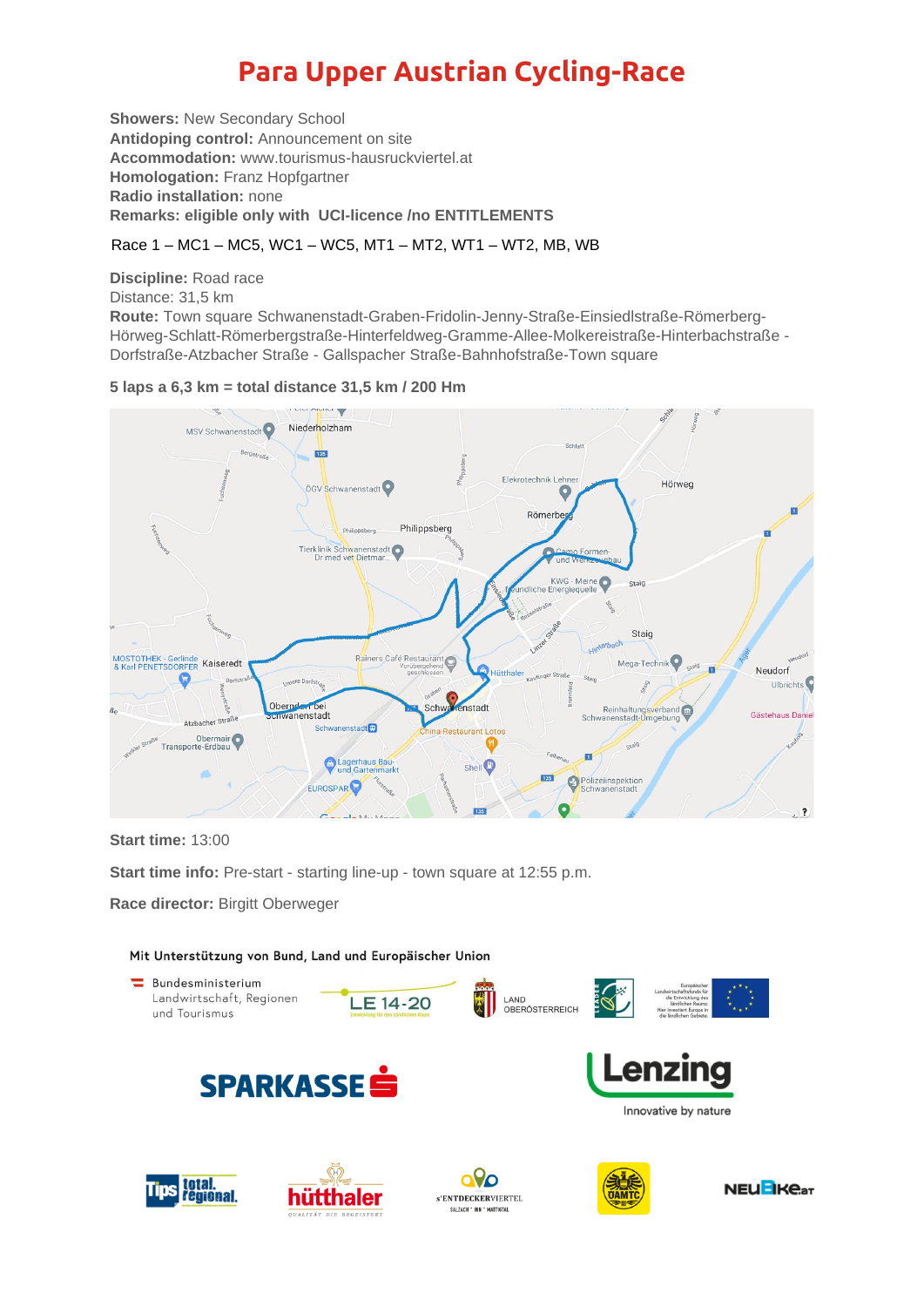# Para Upper Austrian Cycling-Race

**Showers:** New Secondary School
**Antidoping control:** Announcement on site
**Accommodation:** www.tourismus-hausruckviertel.at
**Homologation:** Franz Hopfgartner
**Radio installation:** none
**Remarks: eligible only with UCI-licence /no ENTITLEMENTS**

Race 1 – MC1 – MC5, WC1 – WC5, MT1 – MT2, WT1 – WT2, MB, WB

**Discipline:** Road race
Distance: 31,5 km
**Route:** Town square Schwanenstadt-Graben-Fridolin-Jenny-Straße-Einsiedlstraße-Römerberg-Hörweg-Schlatt-Römerbergstraße-Hinterfeldweg-Gramme-Allee-Molkereistraße-Hinterbachstraße - Dorfstraße-Atzbacher Straße - Gallspacher Straße-Bahnhofstraße-Town square

**5 laps a 6,3 km = total distance 31,5 km / 200 Hm**

**Start time:** 13:00

**Start time info:** Pre-start - starting line-up - town square at 12:55 p.m.

**Race director:** Birgitt Oberweger

Mit Unterstützung von Bund, Land und Europäischer Union

Bundesministerium Landwirtschaft, Regionen und Tourismus

LE 14-20

LAND OBERÖSTERREICH

SPARKASSE

Lenzing
Innovative by nature

Tips total. regional.

hütthaler

s'ENTDECKERVIERTEL

ÖAMTC

NEUBIKE.AT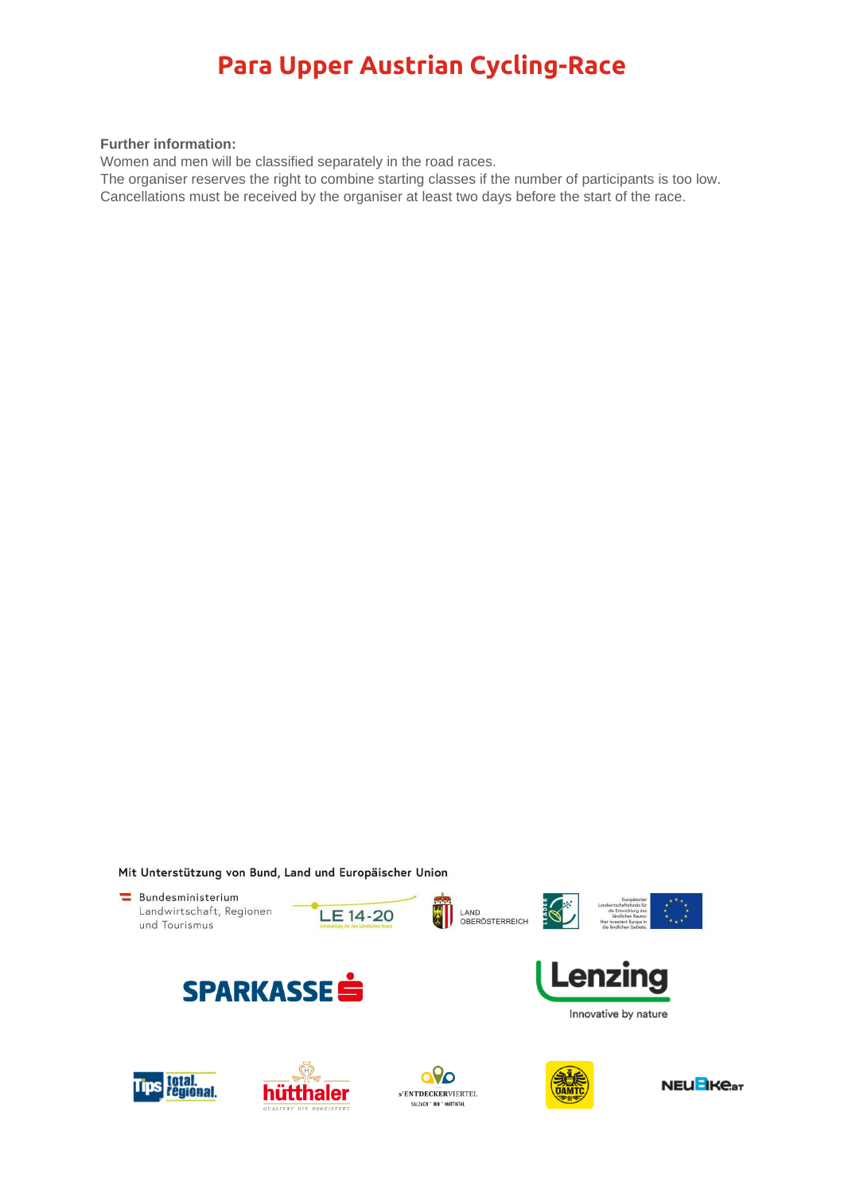# Para Upper Austrian Cycling-Race

**Further information:**

Women and men will be classified separately in the road races.
The organiser reserves the right to combine starting classes if the number of participants is too low.
Cancellations must be received by the organiser at least two days before the start of the race.

Mit Unterstützung von Bund, Land und Europäischer Union

Bundesministerium Landwirtschaft, Regionen und Tourismus

LE 14-20

LAND OBERÖSTERREICH

Europäischer Landwirtschaftsfonds für die Entwicklung des ländlichen Raums: Hier investiert Europa in die ländlichen Gebiete.

SPARKASSE

Lenzing
Innovative by nature

Tips total. regional.

hütthaler

s'ENTDECKERVIERTEL
SALZACH · INN · MATTIGTAL

ÖAMTC

NEUBIKE.AT